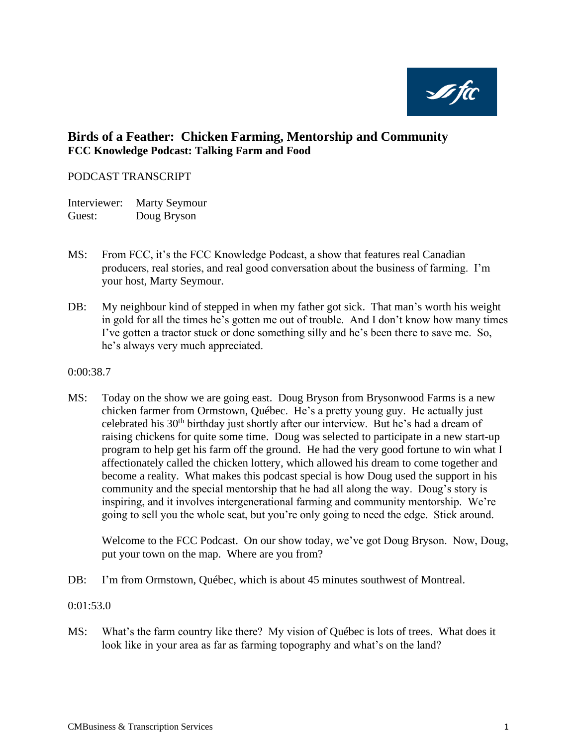# Birds of a Feather: Chicken Farming, Mentorship and Community
## FCC Knowledge Podcast: Talking Farm and Food

PODCAST TRANSCRIPT

Interviewer: Marty Seymour
Guest: Doug Bryson

MS: From FCC, it's the FCC Knowledge Podcast, a show that features real Canadian producers, real stories, and real good conversation about the business of farming. I'm your host, Marty Seymour.

DB: My neighbour kind of stepped in when my father got sick. That man's worth his weight in gold for all the times he's gotten me out of trouble. And I don't know how many times I've gotten a tractor stuck or done something silly and he's been there to save me. So, he's always very much appreciated.

0:00:38.7

MS: Today on the show we are going east. Doug Bryson from Brysonwood Farms is a new chicken farmer from Ormstown, Québec. He's a pretty young guy. He actually just celebrated his 30th birthday just shortly after our interview. But he's had a dream of raising chickens for quite some time. Doug was selected to participate in a new start-up program to help get his farm off the ground. He had the very good fortune to win what I affectionately called the chicken lottery, which allowed his dream to come together and become a reality. What makes this podcast special is how Doug used the support in his community and the special mentorship that he had all along the way. Doug's story is inspiring, and it involves intergenerational farming and community mentorship. We're going to sell you the whole seat, but you're only going to need the edge. Stick around.

Welcome to the FCC Podcast. On our show today, we've got Doug Bryson. Now, Doug, put your town on the map. Where are you from?

DB: I'm from Ormstown, Québec, which is about 45 minutes southwest of Montreal.

0:01:53.0

MS: What's the farm country like there? My vision of Québec is lots of trees. What does it look like in your area as far as farming topography and what's on the land?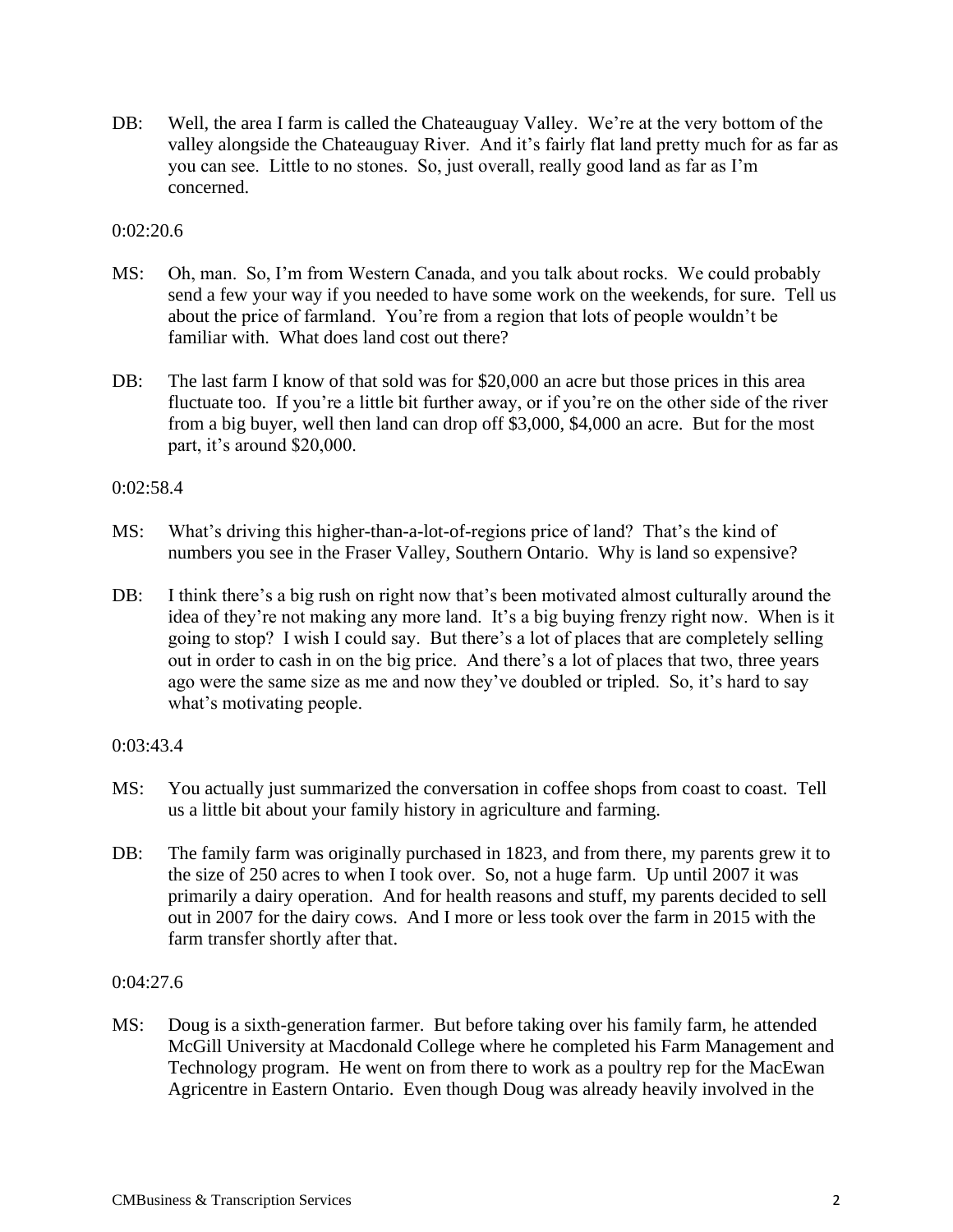DB: Well, the area I farm is called the Chateauguay Valley. We're at the very bottom of the valley alongside the Chateauguay River. And it's fairly flat land pretty much for as far as you can see. Little to no stones. So, just overall, really good land as far as I'm concerned.

0:02:20.6

MS: Oh, man. So, I'm from Western Canada, and you talk about rocks. We could probably send a few your way if you needed to have some work on the weekends, for sure. Tell us about the price of farmland. You're from a region that lots of people wouldn't be familiar with. What does land cost out there?

DB: The last farm I know of that sold was for $20,000 an acre but those prices in this area fluctuate too. If you're a little bit further away, or if you're on the other side of the river from a big buyer, well then land can drop off $3,000, $4,000 an acre. But for the most part, it's around $20,000.

0:02:58.4

MS: What's driving this higher-than-a-lot-of-regions price of land? That's the kind of numbers you see in the Fraser Valley, Southern Ontario. Why is land so expensive?

DB: I think there's a big rush on right now that's been motivated almost culturally around the idea of they're not making any more land. It's a big buying frenzy right now. When is it going to stop? I wish I could say. But there's a lot of places that are completely selling out in order to cash in on the big price. And there's a lot of places that two, three years ago were the same size as me and now they've doubled or tripled. So, it's hard to say what's motivating people.

0:03:43.4

MS: You actually just summarized the conversation in coffee shops from coast to coast. Tell us a little bit about your family history in agriculture and farming.

DB: The family farm was originally purchased in 1823, and from there, my parents grew it to the size of 250 acres to when I took over. So, not a huge farm. Up until 2007 it was primarily a dairy operation. And for health reasons and stuff, my parents decided to sell out in 2007 for the dairy cows. And I more or less took over the farm in 2015 with the farm transfer shortly after that.

0:04:27.6

MS: Doug is a sixth-generation farmer. But before taking over his family farm, he attended McGill University at Macdonald College where he completed his Farm Management and Technology program. He went on from there to work as a poultry rep for the MacEwan Agricentre in Eastern Ontario. Even though Doug was already heavily involved in the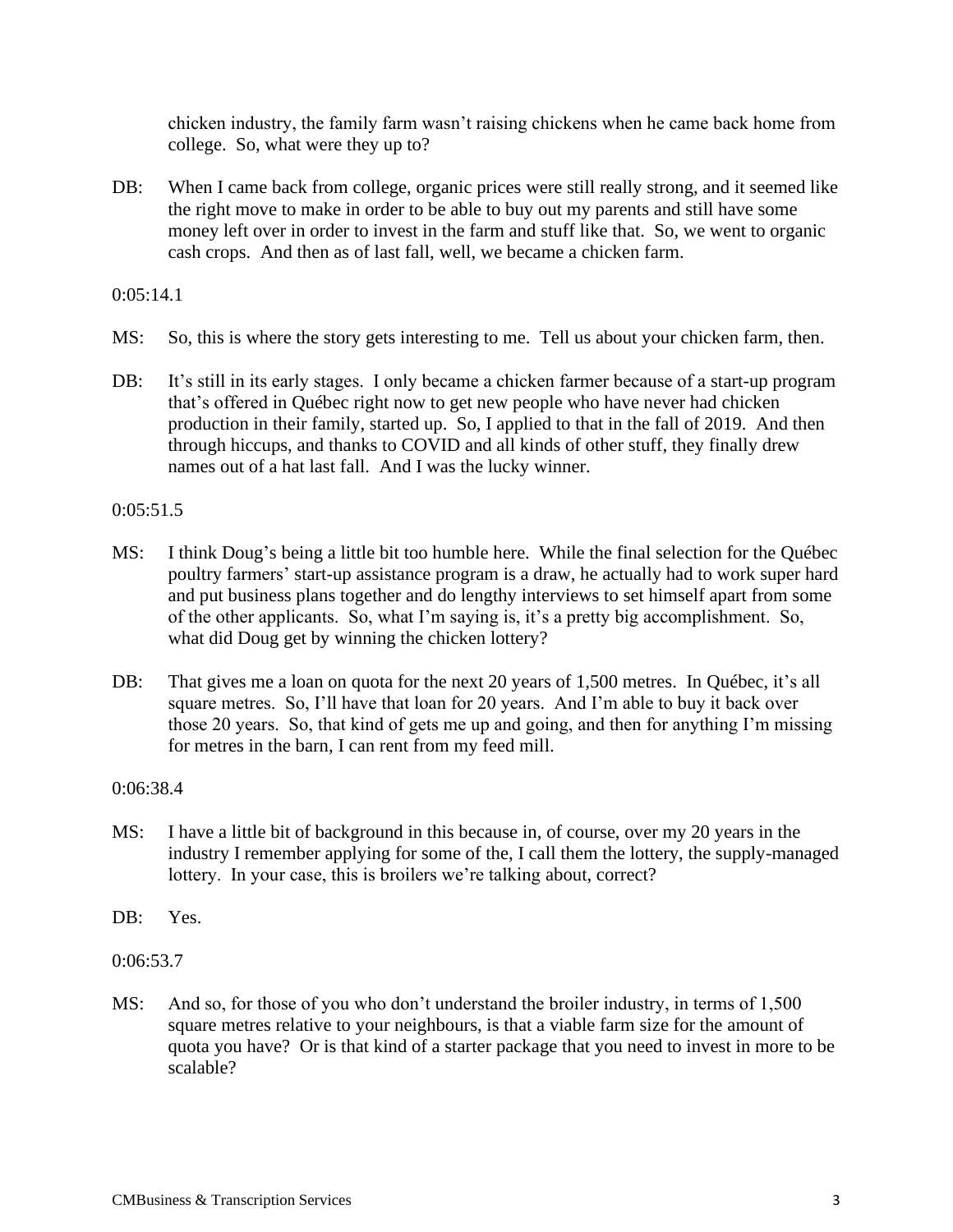chicken industry, the family farm wasn't raising chickens when he came back home from college. So, what were they up to?

DB: When I came back from college, organic prices were still really strong, and it seemed like the right move to make in order to be able to buy out my parents and still have some money left over in order to invest in the farm and stuff like that. So, we went to organic cash crops. And then as of last fall, well, we became a chicken farm.

0:05:14.1

MS: So, this is where the story gets interesting to me. Tell us about your chicken farm, then.

DB: It's still in its early stages. I only became a chicken farmer because of a start-up program that's offered in Québec right now to get new people who have never had chicken production in their family, started up. So, I applied to that in the fall of 2019. And then through hiccups, and thanks to COVID and all kinds of other stuff, they finally drew names out of a hat last fall. And I was the lucky winner.

0:05:51.5

MS: I think Doug's being a little bit too humble here. While the final selection for the Québec poultry farmers' start-up assistance program is a draw, he actually had to work super hard and put business plans together and do lengthy interviews to set himself apart from some of the other applicants. So, what I'm saying is, it's a pretty big accomplishment. So, what did Doug get by winning the chicken lottery?

DB: That gives me a loan on quota for the next 20 years of 1,500 metres. In Québec, it's all square metres. So, I'll have that loan for 20 years. And I'm able to buy it back over those 20 years. So, that kind of gets me up and going, and then for anything I'm missing for metres in the barn, I can rent from my feed mill.

0:06:38.4

MS: I have a little bit of background in this because in, of course, over my 20 years in the industry I remember applying for some of the, I call them the lottery, the supply-managed lottery. In your case, this is broilers we're talking about, correct?

DB: Yes.

0:06:53.7

MS: And so, for those of you who don't understand the broiler industry, in terms of 1,500 square metres relative to your neighbours, is that a viable farm size for the amount of quota you have? Or is that kind of a starter package that you need to invest in more to be scalable?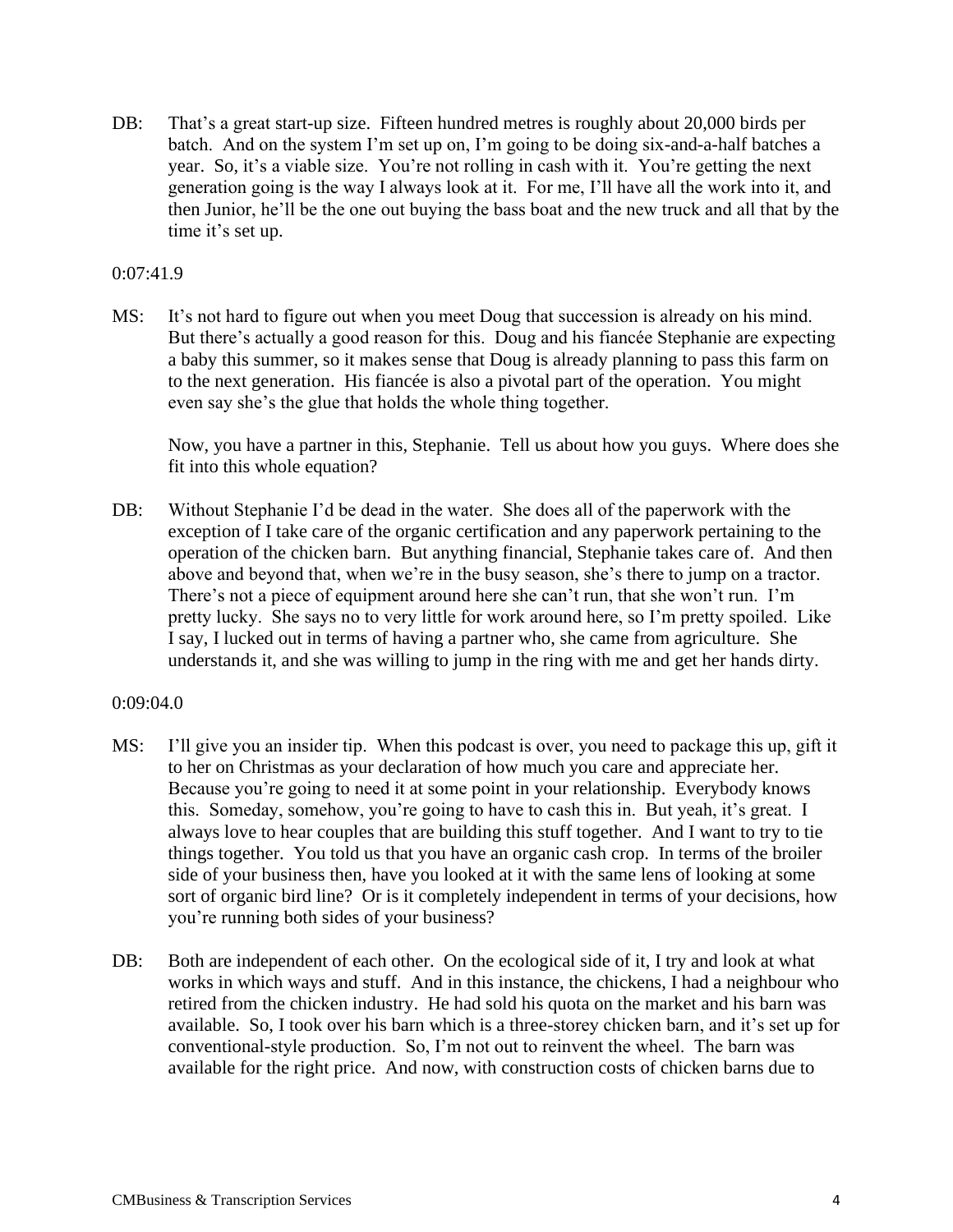DB: That's a great start-up size. Fifteen hundred metres is roughly about 20,000 birds per batch. And on the system I'm set up on, I'm going to be doing six-and-a-half batches a year. So, it's a viable size. You're not rolling in cash with it. You're getting the next generation going is the way I always look at it. For me, I'll have all the work into it, and then Junior, he'll be the one out buying the bass boat and the new truck and all that by the time it's set up.

0:07:41.9

MS: It's not hard to figure out when you meet Doug that succession is already on his mind. But there's actually a good reason for this. Doug and his fiancée Stephanie are expecting a baby this summer, so it makes sense that Doug is already planning to pass this farm on to the next generation. His fiancée is also a pivotal part of the operation. You might even say she's the glue that holds the whole thing together.

Now, you have a partner in this, Stephanie. Tell us about how you guys. Where does she fit into this whole equation?

DB: Without Stephanie I'd be dead in the water. She does all of the paperwork with the exception of I take care of the organic certification and any paperwork pertaining to the operation of the chicken barn. But anything financial, Stephanie takes care of. And then above and beyond that, when we're in the busy season, she's there to jump on a tractor. There's not a piece of equipment around here she can't run, that she won't run. I'm pretty lucky. She says no to very little for work around here, so I'm pretty spoiled. Like I say, I lucked out in terms of having a partner who, she came from agriculture. She understands it, and she was willing to jump in the ring with me and get her hands dirty.

0:09:04.0

MS: I'll give you an insider tip. When this podcast is over, you need to package this up, gift it to her on Christmas as your declaration of how much you care and appreciate her. Because you're going to need it at some point in your relationship. Everybody knows this. Someday, somehow, you're going to have to cash this in. But yeah, it's great. I always love to hear couples that are building this stuff together. And I want to try to tie things together. You told us that you have an organic cash crop. In terms of the broiler side of your business then, have you looked at it with the same lens of looking at some sort of organic bird line? Or is it completely independent in terms of your decisions, how you're running both sides of your business?

DB: Both are independent of each other. On the ecological side of it, I try and look at what works in which ways and stuff. And in this instance, the chickens, I had a neighbour who retired from the chicken industry. He had sold his quota on the market and his barn was available. So, I took over his barn which is a three-storey chicken barn, and it's set up for conventional-style production. So, I'm not out to reinvent the wheel. The barn was available for the right price. And now, with construction costs of chicken barns due to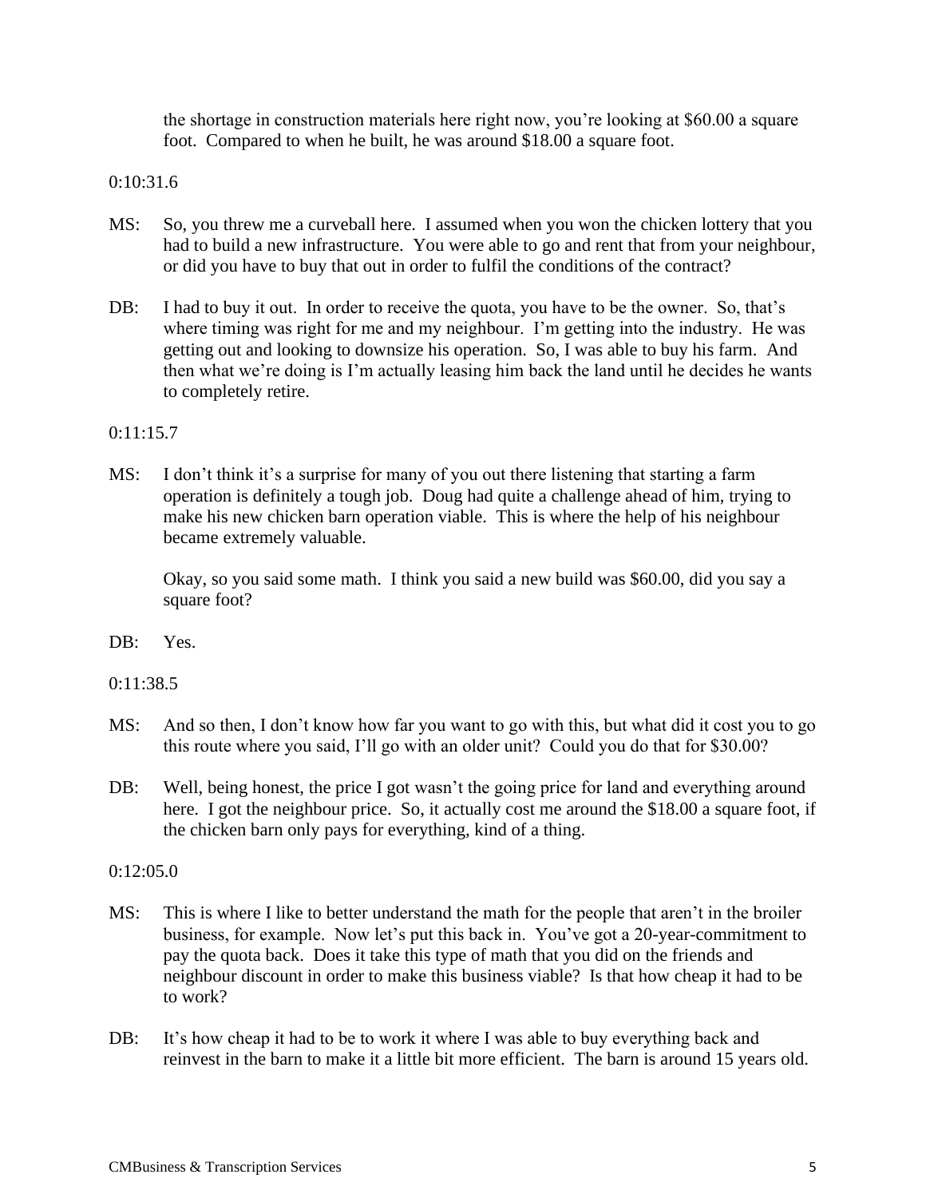the shortage in construction materials here right now, you're looking at $60.00 a square foot. Compared to when he built, he was around $18.00 a square foot.

0:10:31.6

MS: So, you threw me a curveball here. I assumed when you won the chicken lottery that you had to build a new infrastructure. You were able to go and rent that from your neighbour, or did you have to buy that out in order to fulfil the conditions of the contract?

DB: I had to buy it out. In order to receive the quota, you have to be the owner. So, that's where timing was right for me and my neighbour. I'm getting into the industry. He was getting out and looking to downsize his operation. So, I was able to buy his farm. And then what we're doing is I'm actually leasing him back the land until he decides he wants to completely retire.

0:11:15.7

MS: I don't think it's a surprise for many of you out there listening that starting a farm operation is definitely a tough job. Doug had quite a challenge ahead of him, trying to make his new chicken barn operation viable. This is where the help of his neighbour became extremely valuable.

Okay, so you said some math. I think you said a new build was $60.00, did you say a square foot?

DB: Yes.

0:11:38.5

MS: And so then, I don't know how far you want to go with this, but what did it cost you to go this route where you said, I'll go with an older unit? Could you do that for $30.00?

DB: Well, being honest, the price I got wasn't the going price for land and everything around here. I got the neighbour price. So, it actually cost me around the $18.00 a square foot, if the chicken barn only pays for everything, kind of a thing.

0:12:05.0

MS: This is where I like to better understand the math for the people that aren't in the broiler business, for example. Now let's put this back in. You've got a 20-year-commitment to pay the quota back. Does it take this type of math that you did on the friends and neighbour discount in order to make this business viable? Is that how cheap it had to be to work?

DB: It's how cheap it had to be to work it where I was able to buy everything back and reinvest in the barn to make it a little bit more efficient. The barn is around 15 years old.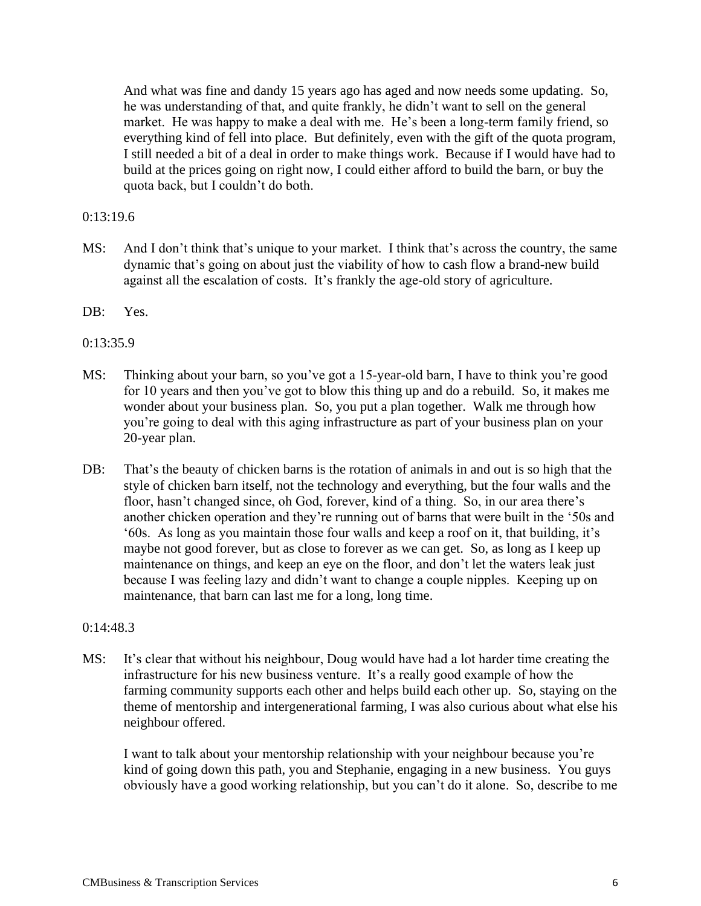And what was fine and dandy 15 years ago has aged and now needs some updating. So, he was understanding of that, and quite frankly, he didn't want to sell on the general market. He was happy to make a deal with me. He's been a long-term family friend, so everything kind of fell into place. But definitely, even with the gift of the quota program, I still needed a bit of a deal in order to make things work. Because if I would have had to build at the prices going on right now, I could either afford to build the barn, or buy the quota back, but I couldn't do both.

0:13:19.6

MS: And I don't think that's unique to your market. I think that's across the country, the same dynamic that's going on about just the viability of how to cash flow a brand-new build against all the escalation of costs. It's frankly the age-old story of agriculture.

DB: Yes.

0:13:35.9

MS: Thinking about your barn, so you've got a 15-year-old barn, I have to think you're good for 10 years and then you've got to blow this thing up and do a rebuild. So, it makes me wonder about your business plan. So, you put a plan together. Walk me through how you're going to deal with this aging infrastructure as part of your business plan on your 20-year plan.

DB: That's the beauty of chicken barns is the rotation of animals in and out is so high that the style of chicken barn itself, not the technology and everything, but the four walls and the floor, hasn't changed since, oh God, forever, kind of a thing. So, in our area there's another chicken operation and they're running out of barns that were built in the '50s and '60s. As long as you maintain those four walls and keep a roof on it, that building, it's maybe not good forever, but as close to forever as we can get. So, as long as I keep up maintenance on things, and keep an eye on the floor, and don't let the waters leak just because I was feeling lazy and didn't want to change a couple nipples. Keeping up on maintenance, that barn can last me for a long, long time.

0:14:48.3

MS: It's clear that without his neighbour, Doug would have had a lot harder time creating the infrastructure for his new business venture. It's a really good example of how the farming community supports each other and helps build each other up. So, staying on the theme of mentorship and intergenerational farming, I was also curious about what else his neighbour offered.

I want to talk about your mentorship relationship with your neighbour because you're kind of going down this path, you and Stephanie, engaging in a new business. You guys obviously have a good working relationship, but you can't do it alone. So, describe to me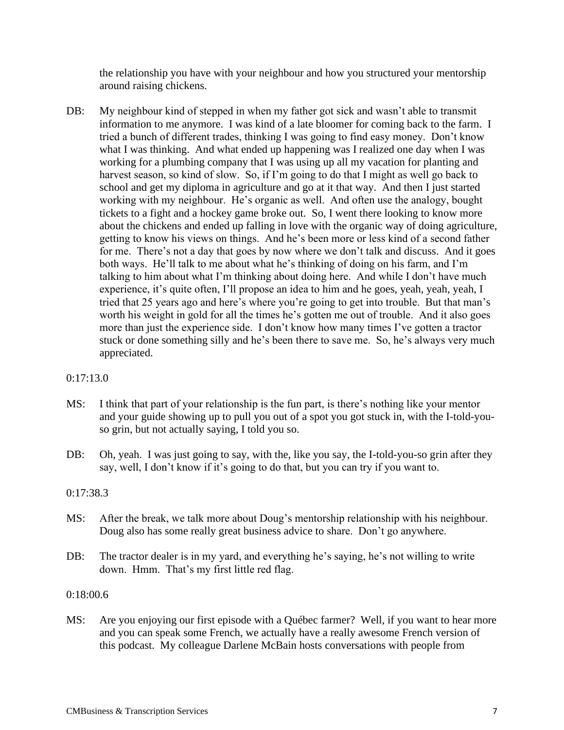the relationship you have with your neighbour and how you structured your mentorship around raising chickens.

DB: My neighbour kind of stepped in when my father got sick and wasn't able to transmit information to me anymore. I was kind of a late bloomer for coming back to the farm. I tried a bunch of different trades, thinking I was going to find easy money. Don't know what I was thinking. And what ended up happening was I realized one day when I was working for a plumbing company that I was using up all my vacation for planting and harvest season, so kind of slow. So, if I'm going to do that I might as well go back to school and get my diploma in agriculture and go at it that way. And then I just started working with my neighbour. He's organic as well. And often use the analogy, bought tickets to a fight and a hockey game broke out. So, I went there looking to know more about the chickens and ended up falling in love with the organic way of doing agriculture, getting to know his views on things. And he's been more or less kind of a second father for me. There's not a day that goes by now where we don't talk and discuss. And it goes both ways. He'll talk to me about what he's thinking of doing on his farm, and I'm talking to him about what I'm thinking about doing here. And while I don't have much experience, it's quite often, I'll propose an idea to him and he goes, yeah, yeah, yeah, I tried that 25 years ago and here's where you're going to get into trouble. But that man's worth his weight in gold for all the times he's gotten me out of trouble. And it also goes more than just the experience side. I don't know how many times I've gotten a tractor stuck or done something silly and he's been there to save me. So, he's always very much appreciated.

0:17:13.0

MS: I think that part of your relationship is the fun part, is there's nothing like your mentor and your guide showing up to pull you out of a spot you got stuck in, with the I-told-you-so grin, but not actually saying, I told you so.

DB: Oh, yeah. I was just going to say, with the, like you say, the I-told-you-so grin after they say, well, I don't know if it's going to do that, but you can try if you want to.

0:17:38.3

MS: After the break, we talk more about Doug's mentorship relationship with his neighbour. Doug also has some really great business advice to share. Don't go anywhere.

DB: The tractor dealer is in my yard, and everything he's saying, he's not willing to write down. Hmm. That's my first little red flag.

0:18:00.6

MS: Are you enjoying our first episode with a Québec farmer? Well, if you want to hear more and you can speak some French, we actually have a really awesome French version of this podcast. My colleague Darlene McBain hosts conversations with people from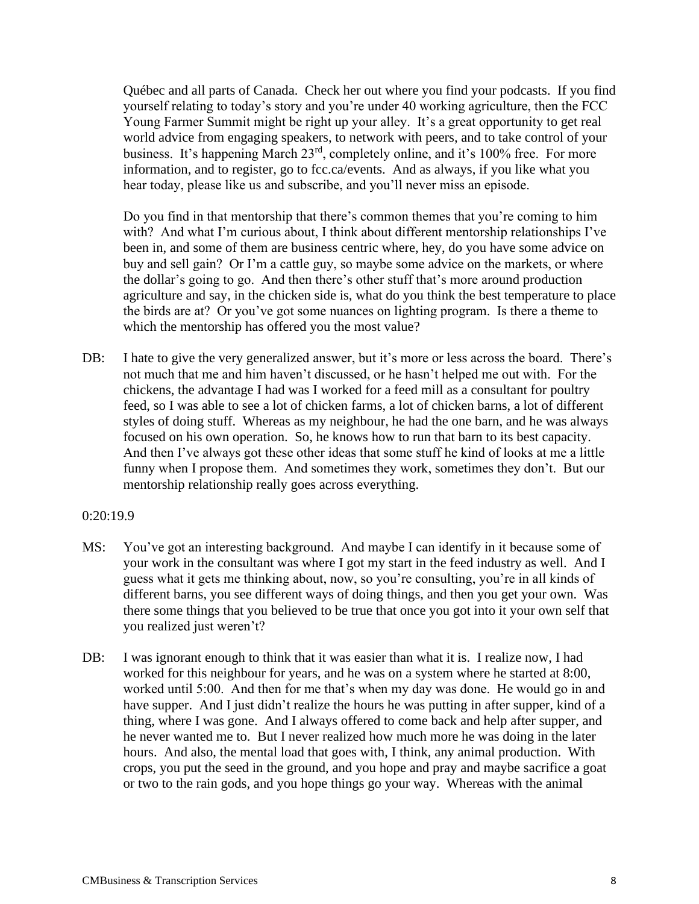Québec and all parts of Canada. Check her out where you find your podcasts. If you find yourself relating to today's story and you're under 40 working agriculture, then the FCC Young Farmer Summit might be right up your alley. It's a great opportunity to get real world advice from engaging speakers, to network with peers, and to take control of your business. It's happening March 23rd, completely online, and it's 100% free. For more information, and to register, go to fcc.ca/events. And as always, if you like what you hear today, please like us and subscribe, and you'll never miss an episode.

Do you find in that mentorship that there's common themes that you're coming to him with? And what I'm curious about, I think about different mentorship relationships I've been in, and some of them are business centric where, hey, do you have some advice on buy and sell gain? Or I'm a cattle guy, so maybe some advice on the markets, or where the dollar's going to go. And then there's other stuff that's more around production agriculture and say, in the chicken side is, what do you think the best temperature to place the birds are at? Or you've got some nuances on lighting program. Is there a theme to which the mentorship has offered you the most value?

DB: I hate to give the very generalized answer, but it's more or less across the board. There's not much that me and him haven't discussed, or he hasn't helped me out with. For the chickens, the advantage I had was I worked for a feed mill as a consultant for poultry feed, so I was able to see a lot of chicken farms, a lot of chicken barns, a lot of different styles of doing stuff. Whereas as my neighbour, he had the one barn, and he was always focused on his own operation. So, he knows how to run that barn to its best capacity. And then I've always got these other ideas that some stuff he kind of looks at me a little funny when I propose them. And sometimes they work, sometimes they don't. But our mentorship relationship really goes across everything.

0:20:19.9

MS: You've got an interesting background. And maybe I can identify in it because some of your work in the consultant was where I got my start in the feed industry as well. And I guess what it gets me thinking about, now, so you're consulting, you're in all kinds of different barns, you see different ways of doing things, and then you get your own. Was there some things that you believed to be true that once you got into it your own self that you realized just weren't?

DB: I was ignorant enough to think that it was easier than what it is. I realize now, I had worked for this neighbour for years, and he was on a system where he started at 8:00, worked until 5:00. And then for me that's when my day was done. He would go in and have supper. And I just didn't realize the hours he was putting in after supper, kind of a thing, where I was gone. And I always offered to come back and help after supper, and he never wanted me to. But I never realized how much more he was doing in the later hours. And also, the mental load that goes with, I think, any animal production. With crops, you put the seed in the ground, and you hope and pray and maybe sacrifice a goat or two to the rain gods, and you hope things go your way. Whereas with the animal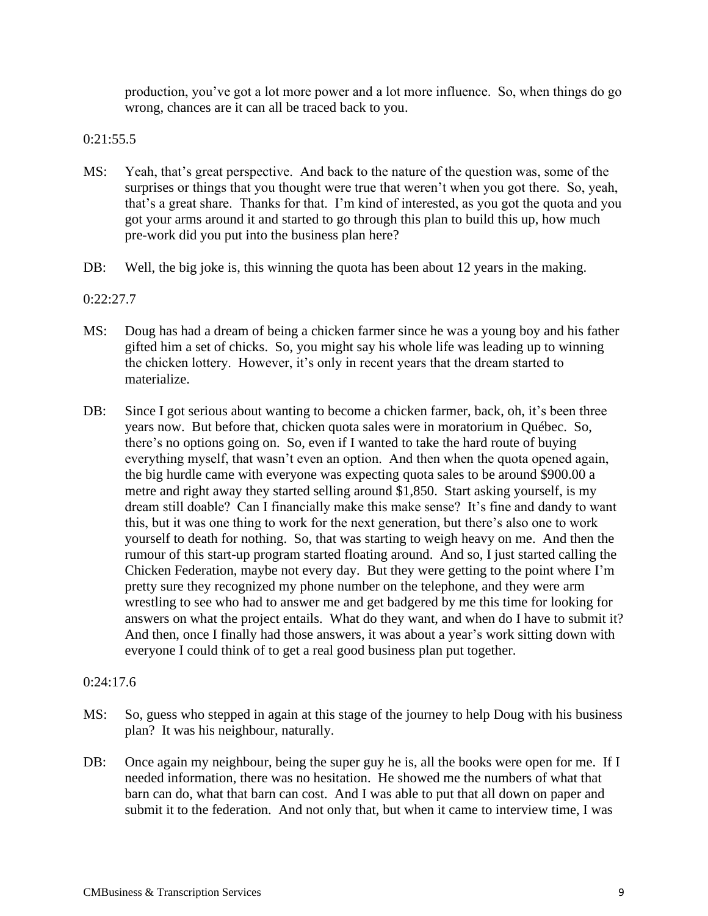production, you've got a lot more power and a lot more influence. So, when things do go wrong, chances are it can all be traced back to you.

0:21:55.5

MS: Yeah, that's great perspective. And back to the nature of the question was, some of the surprises or things that you thought were true that weren't when you got there. So, yeah, that's a great share. Thanks for that. I'm kind of interested, as you got the quota and you got your arms around it and started to go through this plan to build this up, how much pre-work did you put into the business plan here?

DB: Well, the big joke is, this winning the quota has been about 12 years in the making.

0:22:27.7

MS: Doug has had a dream of being a chicken farmer since he was a young boy and his father gifted him a set of chicks. So, you might say his whole life was leading up to winning the chicken lottery. However, it's only in recent years that the dream started to materialize.

DB: Since I got serious about wanting to become a chicken farmer, back, oh, it's been three years now. But before that, chicken quota sales were in moratorium in Québec. So, there's no options going on. So, even if I wanted to take the hard route of buying everything myself, that wasn't even an option. And then when the quota opened again, the big hurdle came with everyone was expecting quota sales to be around $900.00 a metre and right away they started selling around $1,850. Start asking yourself, is my dream still doable? Can I financially make this make sense? It's fine and dandy to want this, but it was one thing to work for the next generation, but there's also one to work yourself to death for nothing. So, that was starting to weigh heavy on me. And then the rumour of this start-up program started floating around. And so, I just started calling the Chicken Federation, maybe not every day. But they were getting to the point where I'm pretty sure they recognized my phone number on the telephone, and they were arm wrestling to see who had to answer me and get badgered by me this time for looking for answers on what the project entails. What do they want, and when do I have to submit it? And then, once I finally had those answers, it was about a year's work sitting down with everyone I could think of to get a real good business plan put together.

0:24:17.6

MS: So, guess who stepped in again at this stage of the journey to help Doug with his business plan? It was his neighbour, naturally.

DB: Once again my neighbour, being the super guy he is, all the books were open for me. If I needed information, there was no hesitation. He showed me the numbers of what that barn can do, what that barn can cost. And I was able to put that all down on paper and submit it to the federation. And not only that, but when it came to interview time, I was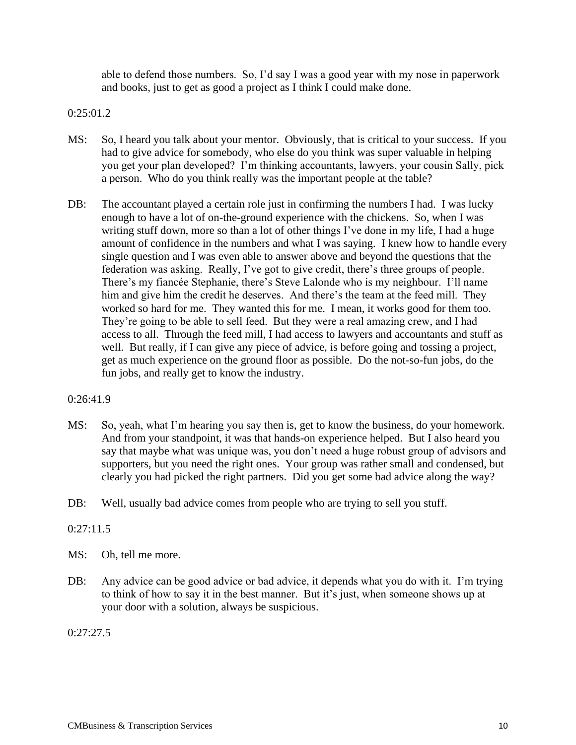able to defend those numbers. So, I'd say I was a good year with my nose in paperwork and books, just to get as good a project as I think I could make done.

0:25:01.2

MS: So, I heard you talk about your mentor. Obviously, that is critical to your success. If you had to give advice for somebody, who else do you think was super valuable in helping you get your plan developed? I'm thinking accountants, lawyers, your cousin Sally, pick a person. Who do you think really was the important people at the table?

DB: The accountant played a certain role just in confirming the numbers I had. I was lucky enough to have a lot of on-the-ground experience with the chickens. So, when I was writing stuff down, more so than a lot of other things I've done in my life, I had a huge amount of confidence in the numbers and what I was saying. I knew how to handle every single question and I was even able to answer above and beyond the questions that the federation was asking. Really, I've got to give credit, there's three groups of people. There's my fiancée Stephanie, there's Steve Lalonde who is my neighbour. I'll name him and give him the credit he deserves. And there's the team at the feed mill. They worked so hard for me. They wanted this for me. I mean, it works good for them too. They're going to be able to sell feed. But they were a real amazing crew, and I had access to all. Through the feed mill, I had access to lawyers and accountants and stuff as well. But really, if I can give any piece of advice, is before going and tossing a project, get as much experience on the ground floor as possible. Do the not-so-fun jobs, do the fun jobs, and really get to know the industry.

0:26:41.9

MS: So, yeah, what I'm hearing you say then is, get to know the business, do your homework. And from your standpoint, it was that hands-on experience helped. But I also heard you say that maybe what was unique was, you don't need a huge robust group of advisors and supporters, but you need the right ones. Your group was rather small and condensed, but clearly you had picked the right partners. Did you get some bad advice along the way?

DB: Well, usually bad advice comes from people who are trying to sell you stuff.

0:27:11.5

MS: Oh, tell me more.

DB: Any advice can be good advice or bad advice, it depends what you do with it. I'm trying to think of how to say it in the best manner. But it's just, when someone shows up at your door with a solution, always be suspicious.

0:27:27.5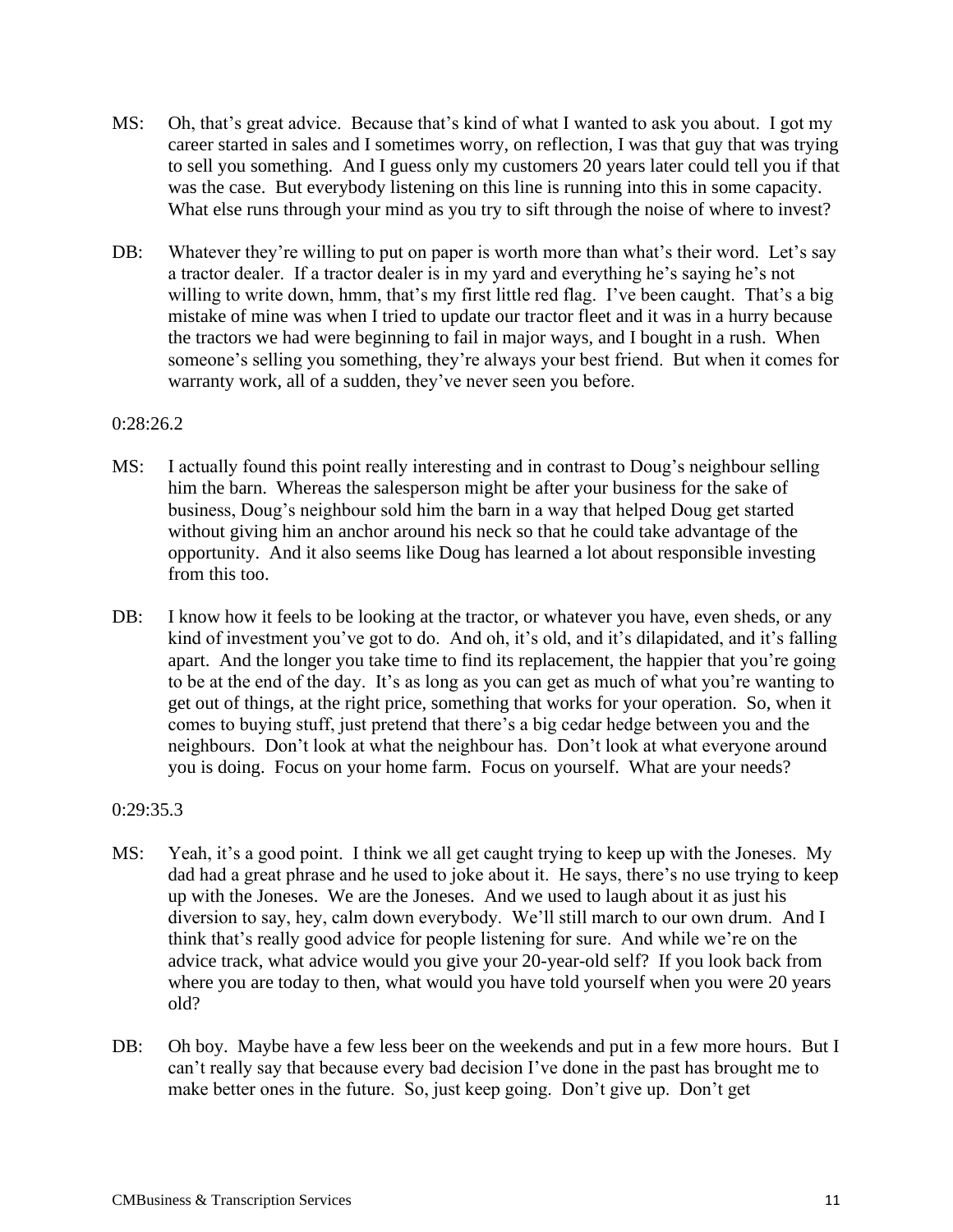MS: Oh, that's great advice. Because that's kind of what I wanted to ask you about. I got my career started in sales and I sometimes worry, on reflection, I was that guy that was trying to sell you something. And I guess only my customers 20 years later could tell you if that was the case. But everybody listening on this line is running into this in some capacity. What else runs through your mind as you try to sift through the noise of where to invest?

DB: Whatever they're willing to put on paper is worth more than what's their word. Let's say a tractor dealer. If a tractor dealer is in my yard and everything he's saying he's not willing to write down, hmm, that's my first little red flag. I've been caught. That's a big mistake of mine was when I tried to update our tractor fleet and it was in a hurry because the tractors we had were beginning to fail in major ways, and I bought in a rush. When someone's selling you something, they're always your best friend. But when it comes for warranty work, all of a sudden, they've never seen you before.

0:28:26.2

MS: I actually found this point really interesting and in contrast to Doug's neighbour selling him the barn. Whereas the salesperson might be after your business for the sake of business, Doug's neighbour sold him the barn in a way that helped Doug get started without giving him an anchor around his neck so that he could take advantage of the opportunity. And it also seems like Doug has learned a lot about responsible investing from this too.

DB: I know how it feels to be looking at the tractor, or whatever you have, even sheds, or any kind of investment you've got to do. And oh, it's old, and it's dilapidated, and it's falling apart. And the longer you take time to find its replacement, the happier that you're going to be at the end of the day. It's as long as you can get as much of what you're wanting to get out of things, at the right price, something that works for your operation. So, when it comes to buying stuff, just pretend that there's a big cedar hedge between you and the neighbours. Don't look at what the neighbour has. Don't look at what everyone around you is doing. Focus on your home farm. Focus on yourself. What are your needs?

0:29:35.3

MS: Yeah, it's a good point. I think we all get caught trying to keep up with the Joneses. My dad had a great phrase and he used to joke about it. He says, there's no use trying to keep up with the Joneses. We are the Joneses. And we used to laugh about it as just his diversion to say, hey, calm down everybody. We'll still march to our own drum. And I think that's really good advice for people listening for sure. And while we're on the advice track, what advice would you give your 20-year-old self? If you look back from where you are today to then, what would you have told yourself when you were 20 years old?

DB: Oh boy. Maybe have a few less beer on the weekends and put in a few more hours. But I can't really say that because every bad decision I've done in the past has brought me to make better ones in the future. So, just keep going. Don't give up. Don't get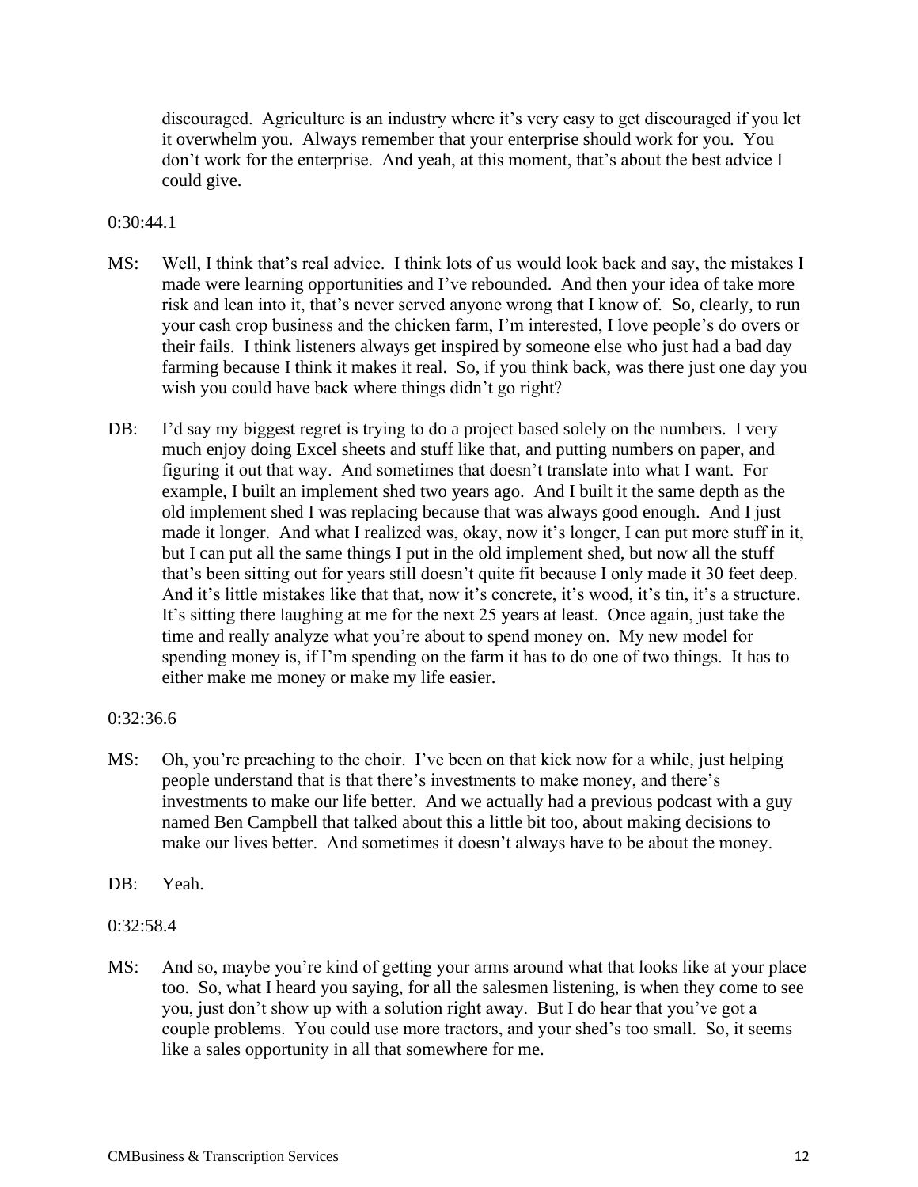discouraged. Agriculture is an industry where it's very easy to get discouraged if you let it overwhelm you. Always remember that your enterprise should work for you. You don't work for the enterprise. And yeah, at this moment, that's about the best advice I could give.

0:30:44.1

MS: Well, I think that's real advice. I think lots of us would look back and say, the mistakes I made were learning opportunities and I've rebounded. And then your idea of take more risk and lean into it, that's never served anyone wrong that I know of. So, clearly, to run your cash crop business and the chicken farm, I'm interested, I love people's do overs or their fails. I think listeners always get inspired by someone else who just had a bad day farming because I think it makes it real. So, if you think back, was there just one day you wish you could have back where things didn't go right?

DB: I'd say my biggest regret is trying to do a project based solely on the numbers. I very much enjoy doing Excel sheets and stuff like that, and putting numbers on paper, and figuring it out that way. And sometimes that doesn't translate into what I want. For example, I built an implement shed two years ago. And I built it the same depth as the old implement shed I was replacing because that was always good enough. And I just made it longer. And what I realized was, okay, now it's longer, I can put more stuff in it, but I can put all the same things I put in the old implement shed, but now all the stuff that's been sitting out for years still doesn't quite fit because I only made it 30 feet deep. And it's little mistakes like that that, now it's concrete, it's wood, it's tin, it's a structure. It's sitting there laughing at me for the next 25 years at least. Once again, just take the time and really analyze what you're about to spend money on. My new model for spending money is, if I'm spending on the farm it has to do one of two things. It has to either make me money or make my life easier.

0:32:36.6

MS: Oh, you're preaching to the choir. I've been on that kick now for a while, just helping people understand that is that there's investments to make money, and there's investments to make our life better. And we actually had a previous podcast with a guy named Ben Campbell that talked about this a little bit too, about making decisions to make our lives better. And sometimes it doesn't always have to be about the money.

DB: Yeah.

0:32:58.4

MS: And so, maybe you're kind of getting your arms around what that looks like at your place too. So, what I heard you saying, for all the salesmen listening, is when they come to see you, just don't show up with a solution right away. But I do hear that you've got a couple problems. You could use more tractors, and your shed's too small. So, it seems like a sales opportunity in all that somewhere for me.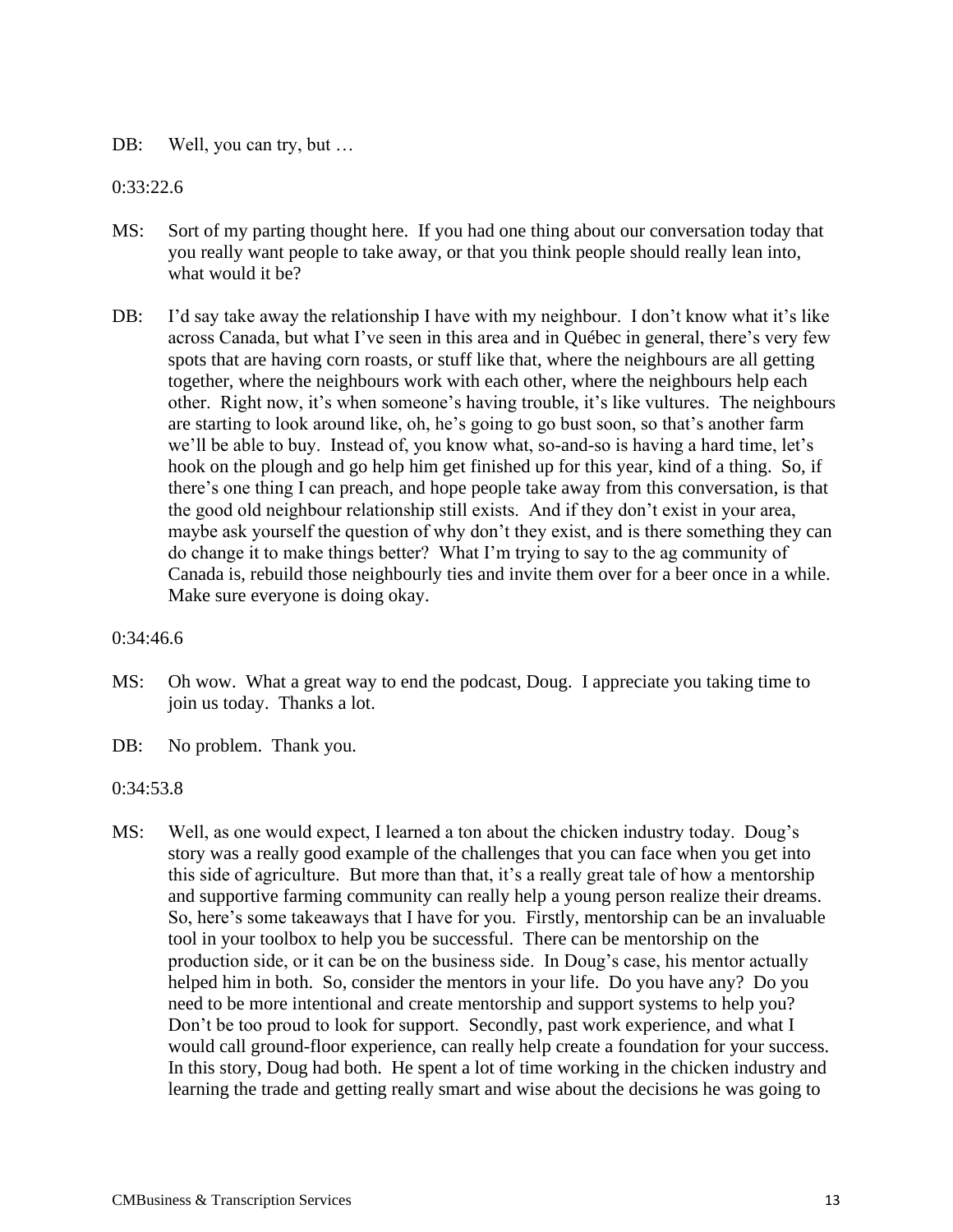DB: Well, you can try, but …

0:33:22.6

MS: Sort of my parting thought here. If you had one thing about our conversation today that you really want people to take away, or that you think people should really lean into, what would it be?

DB: I'd say take away the relationship I have with my neighbour. I don't know what it's like across Canada, but what I've seen in this area and in Québec in general, there's very few spots that are having corn roasts, or stuff like that, where the neighbours are all getting together, where the neighbours work with each other, where the neighbours help each other. Right now, it's when someone's having trouble, it's like vultures. The neighbours are starting to look around like, oh, he's going to go bust soon, so that's another farm we'll be able to buy. Instead of, you know what, so-and-so is having a hard time, let's hook on the plough and go help him get finished up for this year, kind of a thing. So, if there's one thing I can preach, and hope people take away from this conversation, is that the good old neighbour relationship still exists. And if they don't exist in your area, maybe ask yourself the question of why don't they exist, and is there something they can do change it to make things better? What I'm trying to say to the ag community of Canada is, rebuild those neighbourly ties and invite them over for a beer once in a while. Make sure everyone is doing okay.

0:34:46.6

MS: Oh wow. What a great way to end the podcast, Doug. I appreciate you taking time to join us today. Thanks a lot.

DB: No problem. Thank you.

0:34:53.8

MS: Well, as one would expect, I learned a ton about the chicken industry today. Doug's story was a really good example of the challenges that you can face when you get into this side of agriculture. But more than that, it's a really great tale of how a mentorship and supportive farming community can really help a young person realize their dreams. So, here's some takeaways that I have for you. Firstly, mentorship can be an invaluable tool in your toolbox to help you be successful. There can be mentorship on the production side, or it can be on the business side. In Doug's case, his mentor actually helped him in both. So, consider the mentors in your life. Do you have any? Do you need to be more intentional and create mentorship and support systems to help you? Don't be too proud to look for support. Secondly, past work experience, and what I would call ground-floor experience, can really help create a foundation for your success. In this story, Doug had both. He spent a lot of time working in the chicken industry and learning the trade and getting really smart and wise about the decisions he was going to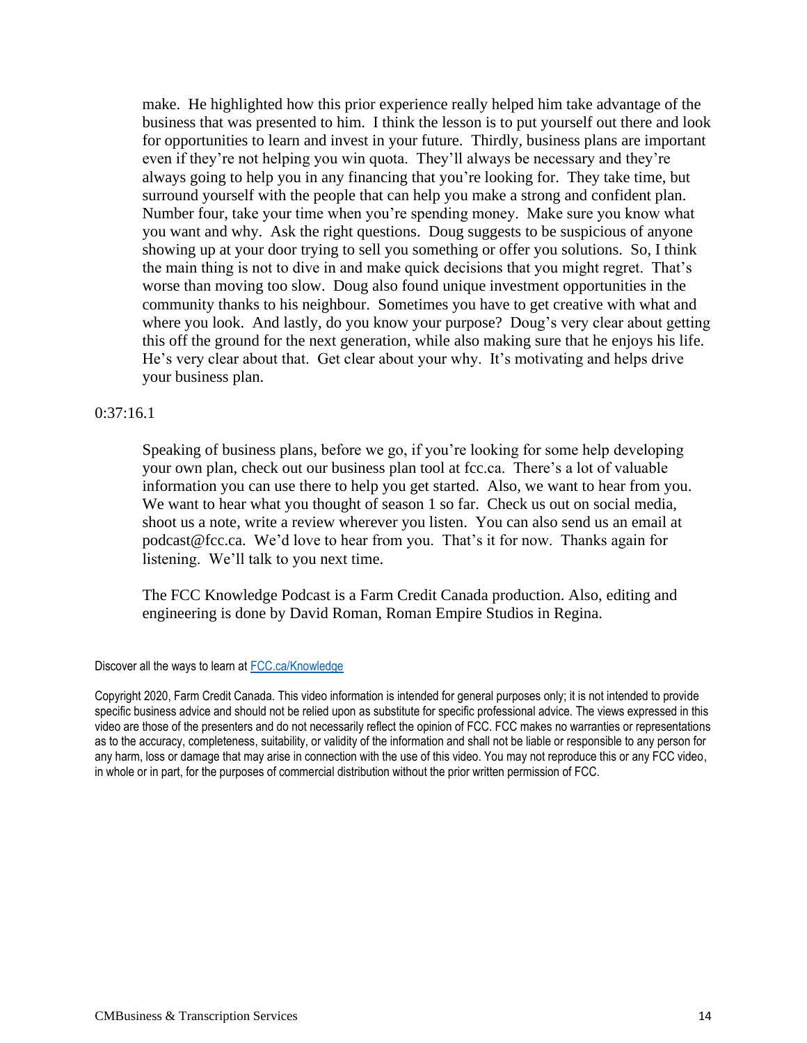make. He highlighted how this prior experience really helped him take advantage of the business that was presented to him. I think the lesson is to put yourself out there and look for opportunities to learn and invest in your future. Thirdly, business plans are important even if they're not helping you win quota. They'll always be necessary and they're always going to help you in any financing that you're looking for. They take time, but surround yourself with the people that can help you make a strong and confident plan. Number four, take your time when you're spending money. Make sure you know what you want and why. Ask the right questions. Doug suggests to be suspicious of anyone showing up at your door trying to sell you something or offer you solutions. So, I think the main thing is not to dive in and make quick decisions that you might regret. That's worse than moving too slow. Doug also found unique investment opportunities in the community thanks to his neighbour. Sometimes you have to get creative with what and where you look. And lastly, do you know your purpose? Doug's very clear about getting this off the ground for the next generation, while also making sure that he enjoys his life. He's very clear about that. Get clear about your why. It's motivating and helps drive your business plan.

0:37:16.1

Speaking of business plans, before we go, if you're looking for some help developing your own plan, check out our business plan tool at fcc.ca. There's a lot of valuable information you can use there to help you get started. Also, we want to hear from you. We want to hear what you thought of season 1 so far. Check us out on social media, shoot us a note, write a review wherever you listen. You can also send us an email at podcast@fcc.ca. We'd love to hear from you. That's it for now. Thanks again for listening. We'll talk to you next time.

The FCC Knowledge Podcast is a Farm Credit Canada production. Also, editing and engineering is done by David Roman, Roman Empire Studios in Regina.

Discover all the ways to learn at [FCC.ca/Knowledge](FCC.ca/Knowledge)

Copyright 2020, Farm Credit Canada. This video information is intended for general purposes only; it is not intended to provide specific business advice and should not be relied upon as substitute for specific professional advice. The views expressed in this video are those of the presenters and do not necessarily reflect the opinion of FCC. FCC makes no warranties or representations as to the accuracy, completeness, suitability, or validity of the information and shall not be liable or responsible to any person for any harm, loss or damage that may arise in connection with the use of this video. You may not reproduce this or any FCC video, in whole or in part, for the purposes of commercial distribution without the prior written permission of FCC.